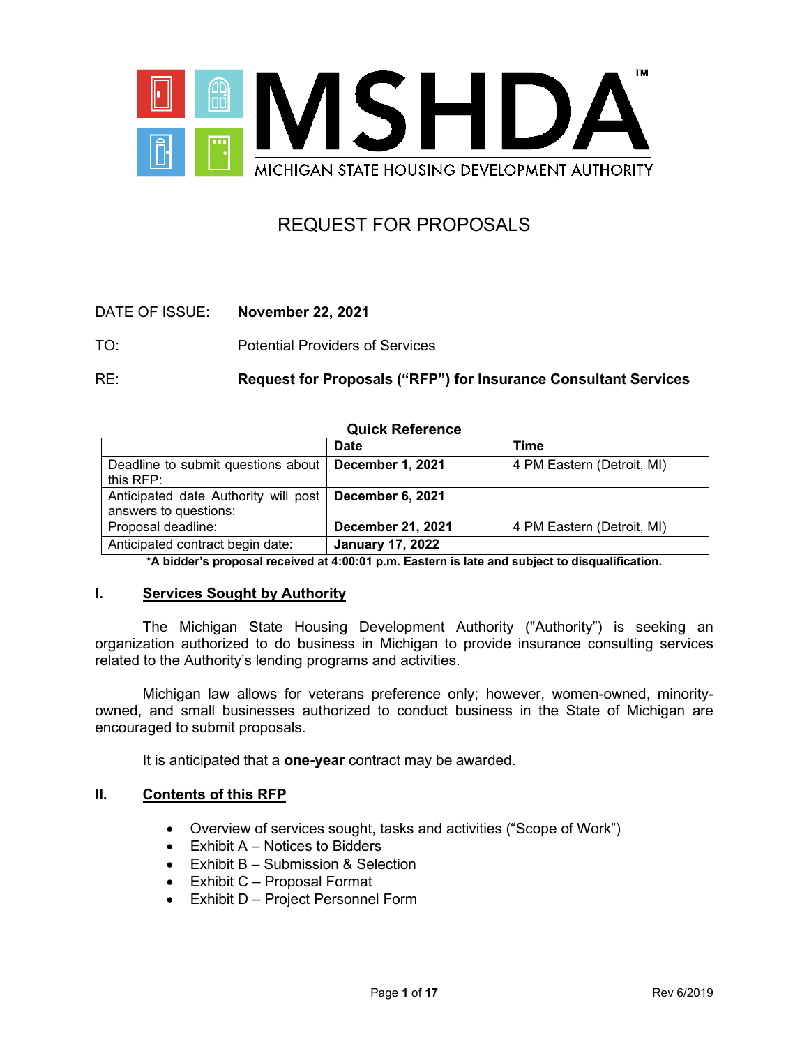MSHDA™

MICHIGAN STATE HOUSING DEVELOPMENT AUTHORITY

# REQUEST FOR PROPOSALS

DATE OF ISSUE: **November 22, 2021**

TO: Potential Providers of Services

RE: **Request for Proposals ("RFP") for Insurance Consultant Services**

**Quick Reference**

| | Date | Time |
|---|---|---|
| Deadline to submit questions about this RFP: | **December 1, 2021** | 4 PM Eastern (Detroit, MI) |
| Anticipated date Authority will post answers to questions: | **December 6, 2021** | |
| Proposal deadline: | **December 21, 2021** | 4 PM Eastern (Detroit, MI) |
| Anticipated contract begin date: | **January 17, 2022** | |

**\*A bidder's proposal received at 4:00:01 p.m. Eastern is late and subject to disqualification.**

## I. Services Sought by Authority

The Michigan State Housing Development Authority ("Authority") is seeking an organization authorized to do business in Michigan to provide insurance consulting services related to the Authority's lending programs and activities.

Michigan law allows for veterans preference only; however, women-owned, minority-owned, and small businesses authorized to conduct business in the State of Michigan are encouraged to submit proposals.

It is anticipated that a **one-year** contract may be awarded.

## II. Contents of this RFP

- Overview of services sought, tasks and activities ("Scope of Work")
- Exhibit A – Notices to Bidders
- Exhibit B – Submission & Selection
- Exhibit C – Proposal Format
- Exhibit D – Project Personnel Form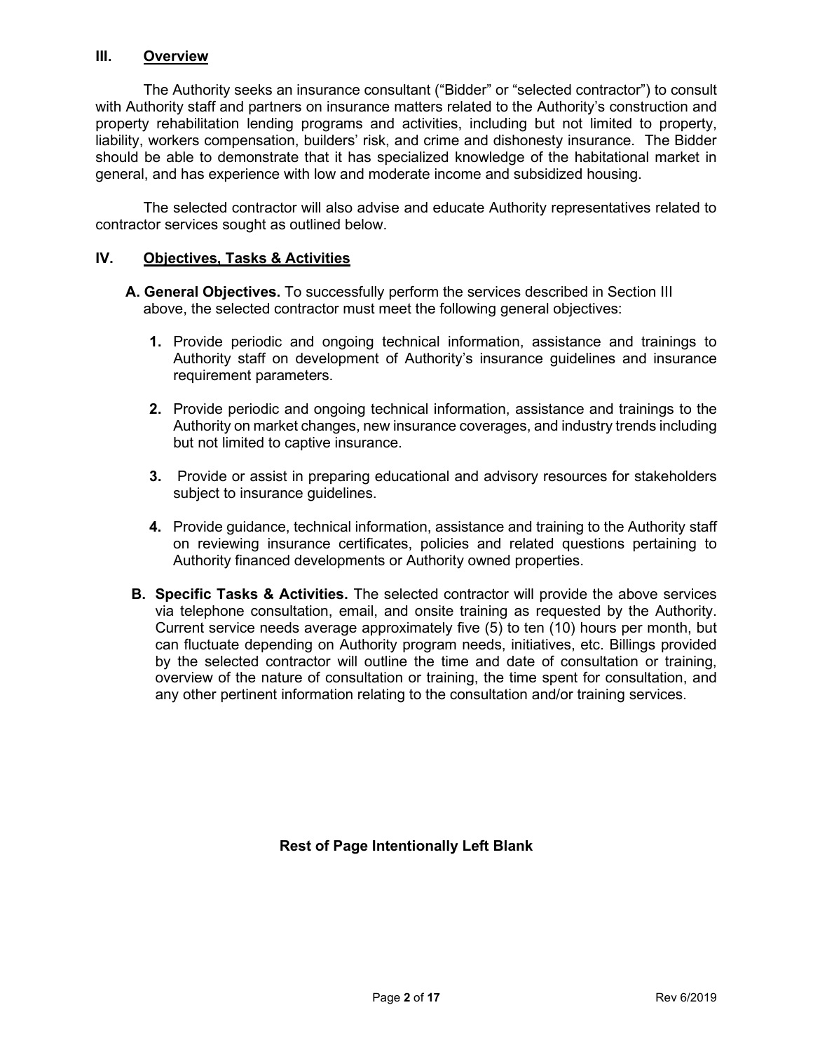## III. Overview

The Authority seeks an insurance consultant ("Bidder" or "selected contractor") to consult with Authority staff and partners on insurance matters related to the Authority's construction and property rehabilitation lending programs and activities, including but not limited to property, liability, workers compensation, builders' risk, and crime and dishonesty insurance. The Bidder should be able to demonstrate that it has specialized knowledge of the habitational market in general, and has experience with low and moderate income and subsidized housing.

The selected contractor will also advise and educate Authority representatives related to contractor services sought as outlined below.

## IV. Objectives, Tasks & Activities

**A. General Objectives.** To successfully perform the services described in Section III above, the selected contractor must meet the following general objectives:

1. Provide periodic and ongoing technical information, assistance and trainings to Authority staff on development of Authority's insurance guidelines and insurance requirement parameters.

2. Provide periodic and ongoing technical information, assistance and trainings to the Authority on market changes, new insurance coverages, and industry trends including but not limited to captive insurance.

3. Provide or assist in preparing educational and advisory resources for stakeholders subject to insurance guidelines.

4. Provide guidance, technical information, assistance and training to the Authority staff on reviewing insurance certificates, policies and related questions pertaining to Authority financed developments or Authority owned properties.

**B. Specific Tasks & Activities.** The selected contractor will provide the above services via telephone consultation, email, and onsite training as requested by the Authority. Current service needs average approximately five (5) to ten (10) hours per month, but can fluctuate depending on Authority program needs, initiatives, etc. Billings provided by the selected contractor will outline the time and date of consultation or training, overview of the nature of consultation or training, the time spent for consultation, and any other pertinent information relating to the consultation and/or training services.

**Rest of Page Intentionally Left Blank**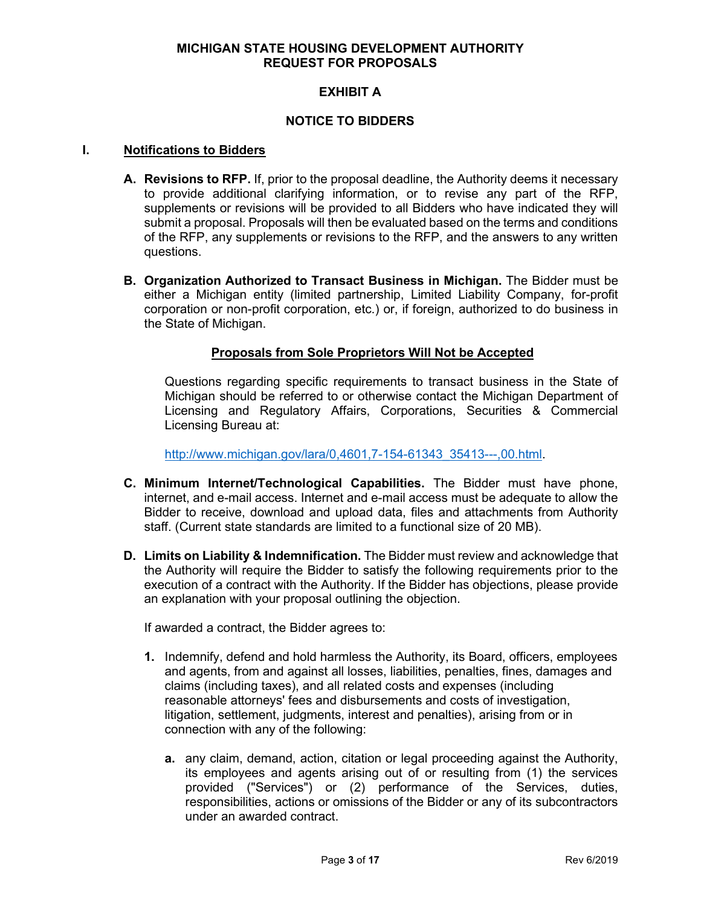**MICHIGAN STATE HOUSING DEVELOPMENT AUTHORITY**
**REQUEST FOR PROPOSALS**

# EXHIBIT A

## NOTICE TO BIDDERS

### I. Notifications to Bidders

**A. Revisions to RFP.** If, prior to the proposal deadline, the Authority deems it necessary to provide additional clarifying information, or to revise any part of the RFP, supplements or revisions will be provided to all Bidders who have indicated they will submit a proposal. Proposals will then be evaluated based on the terms and conditions of the RFP, any supplements or revisions to the RFP, and the answers to any written questions.

**B. Organization Authorized to Transact Business in Michigan.** The Bidder must be either a Michigan entity (limited partnership, Limited Liability Company, for-profit corporation or non-profit corporation, etc.) or, if foreign, authorized to do business in the State of Michigan.

**Proposals from Sole Proprietors Will Not be Accepted**

Questions regarding specific requirements to transact business in the State of Michigan should be referred to or otherwise contact the Michigan Department of Licensing and Regulatory Affairs, Corporations, Securities & Commercial Licensing Bureau at:

http://www.michigan.gov/lara/0,4601,7-154-61343_35413---,00.html.

**C. Minimum Internet/Technological Capabilities.** The Bidder must have phone, internet, and e-mail access. Internet and e-mail access must be adequate to allow the Bidder to receive, download and upload data, files and attachments from Authority staff. (Current state standards are limited to a functional size of 20 MB).

**D. Limits on Liability & Indemnification.** The Bidder must review and acknowledge that the Authority will require the Bidder to satisfy the following requirements prior to the execution of a contract with the Authority. If the Bidder has objections, please provide an explanation with your proposal outlining the objection.

If awarded a contract, the Bidder agrees to:

1. Indemnify, defend and hold harmless the Authority, its Board, officers, employees and agents, from and against all losses, liabilities, penalties, fines, damages and claims (including taxes), and all related costs and expenses (including reasonable attorneys' fees and disbursements and costs of investigation, litigation, settlement, judgments, interest and penalties), arising from or in connection with any of the following:

   a. any claim, demand, action, citation or legal proceeding against the Authority, its employees and agents arising out of or resulting from (1) the services provided ("Services") or (2) performance of the Services, duties, responsibilities, actions or omissions of the Bidder or any of its subcontractors under an awarded contract.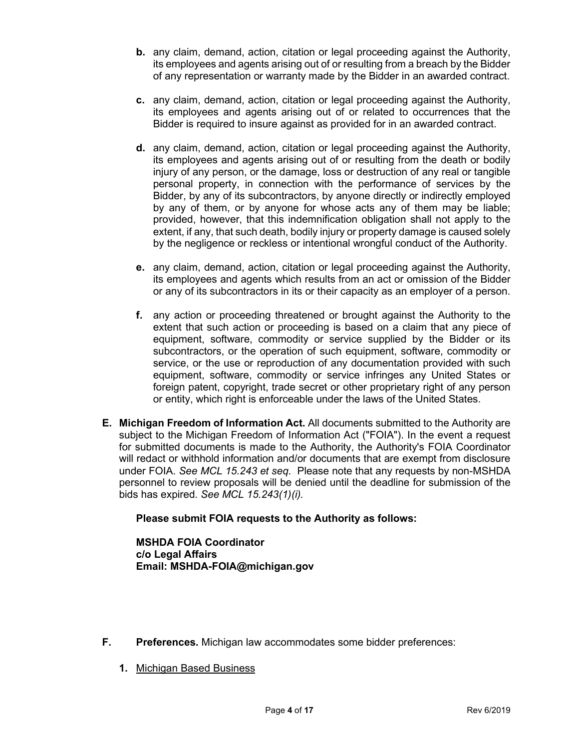**b.** any claim, demand, action, citation or legal proceeding against the Authority, its employees and agents arising out of or resulting from a breach by the Bidder of any representation or warranty made by the Bidder in an awarded contract.

**c.** any claim, demand, action, citation or legal proceeding against the Authority, its employees and agents arising out of or related to occurrences that the Bidder is required to insure against as provided for in an awarded contract.

**d.** any claim, demand, action, citation or legal proceeding against the Authority, its employees and agents arising out of or resulting from the death or bodily injury of any person, or the damage, loss or destruction of any real or tangible personal property, in connection with the performance of services by the Bidder, by any of its subcontractors, by anyone directly or indirectly employed by any of them, or by anyone for whose acts any of them may be liable; provided, however, that this indemnification obligation shall not apply to the extent, if any, that such death, bodily injury or property damage is caused solely by the negligence or reckless or intentional wrongful conduct of the Authority.

**e.** any claim, demand, action, citation or legal proceeding against the Authority, its employees and agents which results from an act or omission of the Bidder or any of its subcontractors in its or their capacity as an employer of a person.

**f.** any action or proceeding threatened or brought against the Authority to the extent that such action or proceeding is based on a claim that any piece of equipment, software, commodity or service supplied by the Bidder or its subcontractors, or the operation of such equipment, software, commodity or service, or the use or reproduction of any documentation provided with such equipment, software, commodity or service infringes any United States or foreign patent, copyright, trade secret or other proprietary right of any person or entity, which right is enforceable under the laws of the United States.

**E. Michigan Freedom of Information Act.** All documents submitted to the Authority are subject to the Michigan Freedom of Information Act ("FOIA"). In the event a request for submitted documents is made to the Authority, the Authority's FOIA Coordinator will redact or withhold information and/or documents that are exempt from disclosure under FOIA. *See MCL 15.243 et seq.* Please note that any requests by non-MSHDA personnel to review proposals will be denied until the deadline for submission of the bids has expired. *See MCL 15.243(1)(i).*

**Please submit FOIA requests to the Authority as follows:**

**MSHDA FOIA Coordinator**
**c/o Legal Affairs**
**Email: MSHDA-FOIA@michigan.gov**

**F. Preferences.** Michigan law accommodates some bidder preferences:

**1.** Michigan Based Business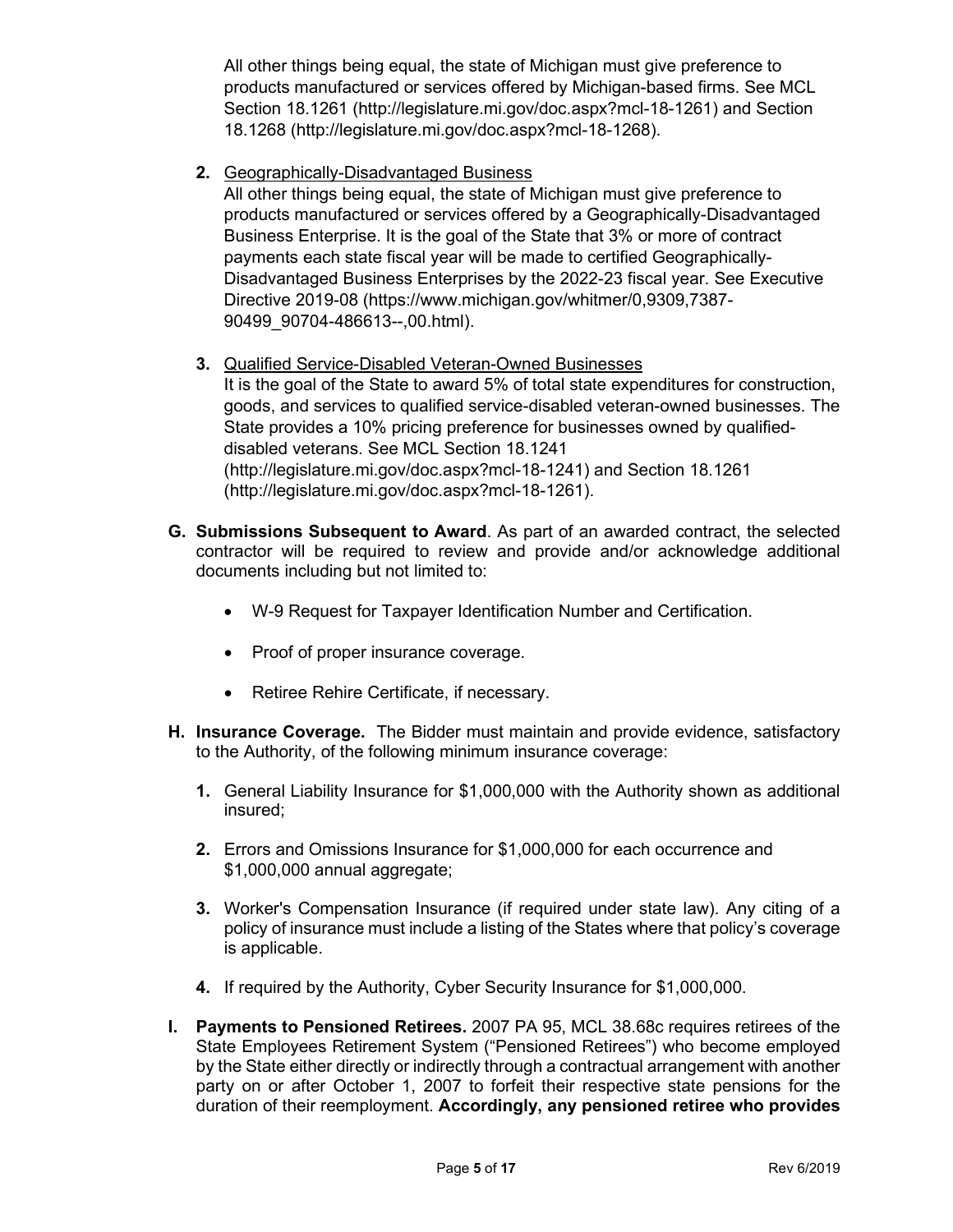All other things being equal, the state of Michigan must give preference to products manufactured or services offered by Michigan-based firms. See MCL Section 18.1261 (http://legislature.mi.gov/doc.aspx?mcl-18-1261) and Section 18.1268 (http://legislature.mi.gov/doc.aspx?mcl-18-1268).

2. Geographically-Disadvantaged Business
   All other things being equal, the state of Michigan must give preference to products manufactured or services offered by a Geographically-Disadvantaged Business Enterprise. It is the goal of the State that 3% or more of contract payments each state fiscal year will be made to certified Geographically-Disadvantaged Business Enterprises by the 2022-23 fiscal year. See Executive Directive 2019-08 (https://www.michigan.gov/whitmer/0,9309,7387-90499_90704-486613--,00.html).

3. Qualified Service-Disabled Veteran-Owned Businesses
   It is the goal of the State to award 5% of total state expenditures for construction, goods, and services to qualified service-disabled veteran-owned businesses. The State provides a 10% pricing preference for businesses owned by qualified-disabled veterans. See MCL Section 18.1241 (http://legislature.mi.gov/doc.aspx?mcl-18-1241) and Section 18.1261 (http://legislature.mi.gov/doc.aspx?mcl-18-1261).

**G. Submissions Subsequent to Award**. As part of an awarded contract, the selected contractor will be required to review and provide and/or acknowledge additional documents including but not limited to:

- W-9 Request for Taxpayer Identification Number and Certification.
- Proof of proper insurance coverage.
- Retiree Rehire Certificate, if necessary.

**H. Insurance Coverage.** The Bidder must maintain and provide evidence, satisfactory to the Authority, of the following minimum insurance coverage:

1. General Liability Insurance for $1,000,000 with the Authority shown as additional insured;
2. Errors and Omissions Insurance for $1,000,000 for each occurrence and $1,000,000 annual aggregate;
3. Worker's Compensation Insurance (if required under state law). Any citing of a policy of insurance must include a listing of the States where that policy's coverage is applicable.
4. If required by the Authority, Cyber Security Insurance for $1,000,000.

**I. Payments to Pensioned Retirees.** 2007 PA 95, MCL 38.68c requires retirees of the State Employees Retirement System ("Pensioned Retirees") who become employed by the State either directly or indirectly through a contractual arrangement with another party on or after October 1, 2007 to forfeit their respective state pensions for the duration of their reemployment. **Accordingly, any pensioned retiree who provides**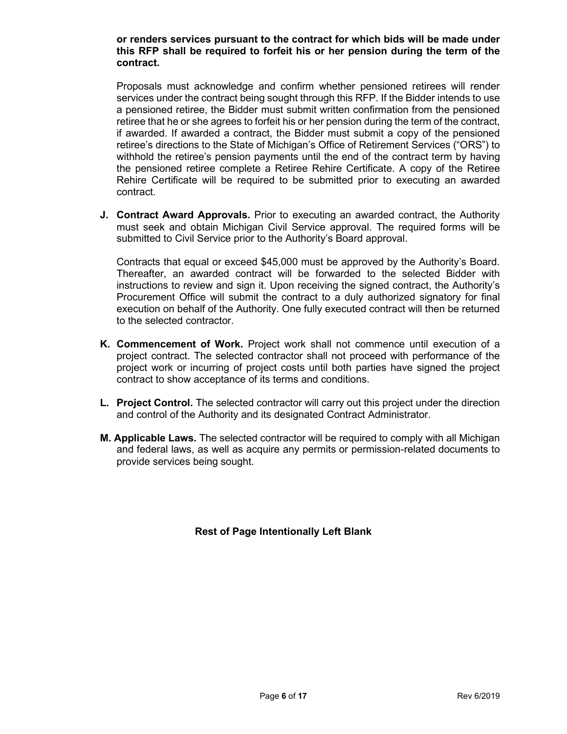**or renders services pursuant to the contract for which bids will be made under this RFP shall be required to forfeit his or her pension during the term of the contract.**

Proposals must acknowledge and confirm whether pensioned retirees will render services under the contract being sought through this RFP. If the Bidder intends to use a pensioned retiree, the Bidder must submit written confirmation from the pensioned retiree that he or she agrees to forfeit his or her pension during the term of the contract, if awarded. If awarded a contract, the Bidder must submit a copy of the pensioned retiree's directions to the State of Michigan's Office of Retirement Services ("ORS") to withhold the retiree's pension payments until the end of the contract term by having the pensioned retiree complete a Retiree Rehire Certificate. A copy of the Retiree Rehire Certificate will be required to be submitted prior to executing an awarded contract.

**J. Contract Award Approvals.** Prior to executing an awarded contract, the Authority must seek and obtain Michigan Civil Service approval. The required forms will be submitted to Civil Service prior to the Authority's Board approval.

Contracts that equal or exceed $45,000 must be approved by the Authority's Board. Thereafter, an awarded contract will be forwarded to the selected Bidder with instructions to review and sign it. Upon receiving the signed contract, the Authority's Procurement Office will submit the contract to a duly authorized signatory for final execution on behalf of the Authority. One fully executed contract will then be returned to the selected contractor.

**K. Commencement of Work.** Project work shall not commence until execution of a project contract. The selected contractor shall not proceed with performance of the project work or incurring of project costs until both parties have signed the project contract to show acceptance of its terms and conditions.

**L. Project Control.** The selected contractor will carry out this project under the direction and control of the Authority and its designated Contract Administrator.

**M. Applicable Laws.** The selected contractor will be required to comply with all Michigan and federal laws, as well as acquire any permits or permission-related documents to provide services being sought.

**Rest of Page Intentionally Left Blank**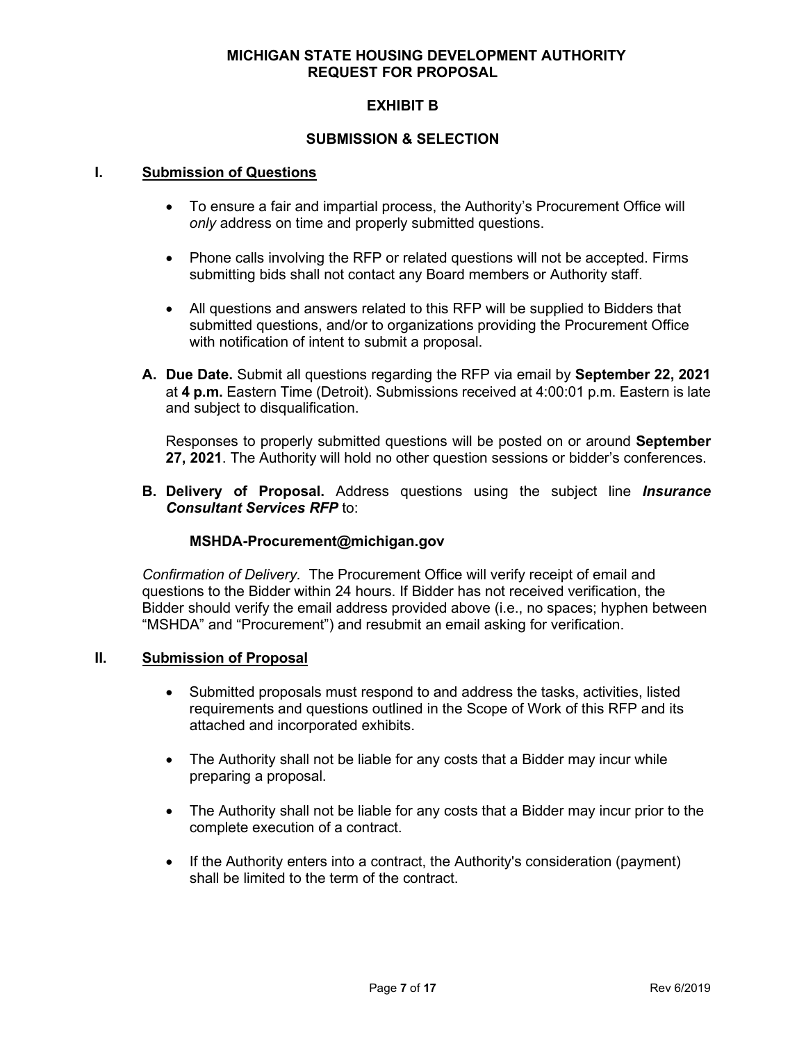**MICHIGAN STATE HOUSING DEVELOPMENT AUTHORITY**
**REQUEST FOR PROPOSAL**

# EXHIBIT B

## SUBMISSION & SELECTION

### I. Submission of Questions

- To ensure a fair and impartial process, the Authority's Procurement Office will *only* address on time and properly submitted questions.
- Phone calls involving the RFP or related questions will not be accepted. Firms submitting bids shall not contact any Board members or Authority staff.
- All questions and answers related to this RFP will be supplied to Bidders that submitted questions, and/or to organizations providing the Procurement Office with notification of intent to submit a proposal.

**A. Due Date.** Submit all questions regarding the RFP via email by **September 22, 2021** at **4 p.m.** Eastern Time (Detroit). Submissions received at 4:00:01 p.m. Eastern is late and subject to disqualification.

Responses to properly submitted questions will be posted on or around **September 27, 2021**. The Authority will hold no other question sessions or bidder's conferences.

**B. Delivery of Proposal.** Address questions using the subject line ***Insurance Consultant Services RFP*** to:

**MSHDA-Procurement@michigan.gov**

*Confirmation of Delivery.* The Procurement Office will verify receipt of email and questions to the Bidder within 24 hours. If Bidder has not received verification, the Bidder should verify the email address provided above (i.e., no spaces; hyphen between "MSHDA" and "Procurement") and resubmit an email asking for verification.

### II. Submission of Proposal

- Submitted proposals must respond to and address the tasks, activities, listed requirements and questions outlined in the Scope of Work of this RFP and its attached and incorporated exhibits.
- The Authority shall not be liable for any costs that a Bidder may incur while preparing a proposal.
- The Authority shall not be liable for any costs that a Bidder may incur prior to the complete execution of a contract.
- If the Authority enters into a contract, the Authority's consideration (payment) shall be limited to the term of the contract.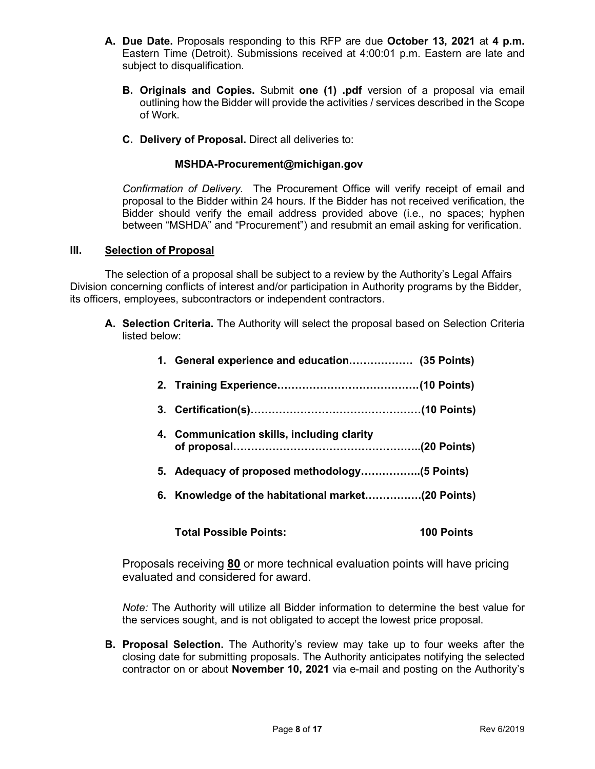A. **Due Date.** Proposals responding to this RFP are due **October 13, 2021** at **4 p.m.** Eastern Time (Detroit). Submissions received at 4:00:01 p.m. Eastern are late and subject to disqualification.

   B. **Originals and Copies.** Submit **one (1) .pdf** version of a proposal via email outlining how the Bidder will provide the activities / services described in the Scope of Work.

   C. **Delivery of Proposal.** Direct all deliveries to:

   **MSHDA-Procurement@michigan.gov**

   *Confirmation of Delivery.* The Procurement Office will verify receipt of email and proposal to the Bidder within 24 hours. If the Bidder has not received verification, the Bidder should verify the email address provided above (i.e., no spaces; hyphen between "MSHDA" and "Procurement") and resubmit an email asking for verification.

## III. Selection of Proposal

The selection of a proposal shall be subject to a review by the Authority's Legal Affairs Division concerning conflicts of interest and/or participation in Authority programs by the Bidder, its officers, employees, subcontractors or independent contractors.

A. **Selection Criteria.** The Authority will select the proposal based on Selection Criteria listed below:

   1. **General experience and education……………… (35 Points)**
   2. **Training Experience…………………………………(10 Points)**
   3. **Certification(s)…………………………………………(10 Points)**
   4. **Communication skills, including clarity of proposal……………………………………………..(20 Points)**
   5. **Adequacy of proposed methodology……………..(5 Points)**
   6. **Knowledge of the habitational market…………….(20 Points)**

   **Total Possible Points: 100 Points**

   Proposals receiving **<u>80</u>** or more technical evaluation points will have pricing evaluated and considered for award.

   *Note:* The Authority will utilize all Bidder information to determine the best value for the services sought, and is not obligated to accept the lowest price proposal.

B. **Proposal Selection.** The Authority's review may take up to four weeks after the closing date for submitting proposals. The Authority anticipates notifying the selected contractor on or about **November 10, 2021** via e-mail and posting on the Authority's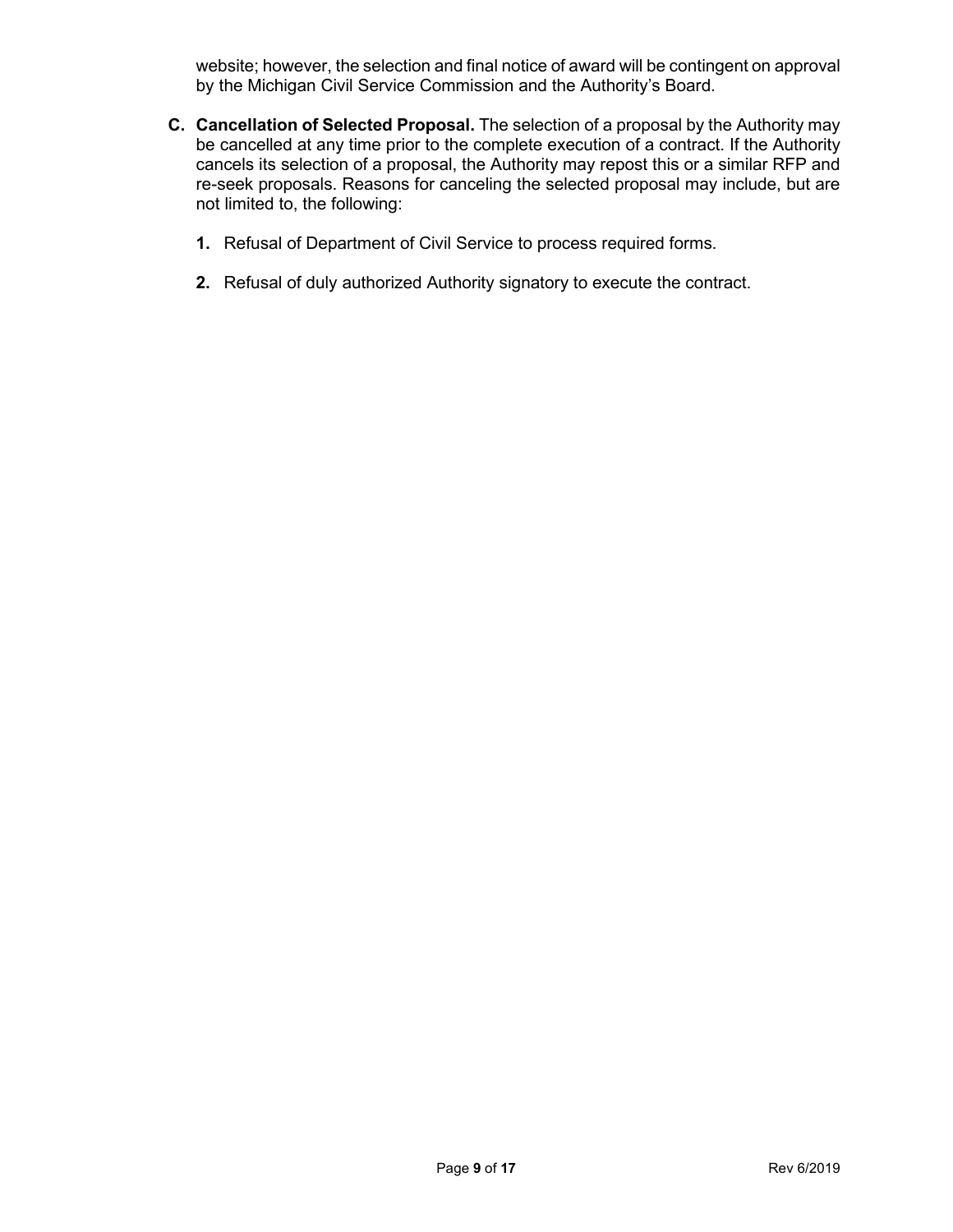website; however, the selection and final notice of award will be contingent on approval by the Michigan Civil Service Commission and the Authority's Board.

**C. Cancellation of Selected Proposal.** The selection of a proposal by the Authority may be cancelled at any time prior to the complete execution of a contract. If the Authority cancels its selection of a proposal, the Authority may repost this or a similar RFP and re-seek proposals. Reasons for canceling the selected proposal may include, but are not limited to, the following:

1. Refusal of Department of Civil Service to process required forms.

2. Refusal of duly authorized Authority signatory to execute the contract.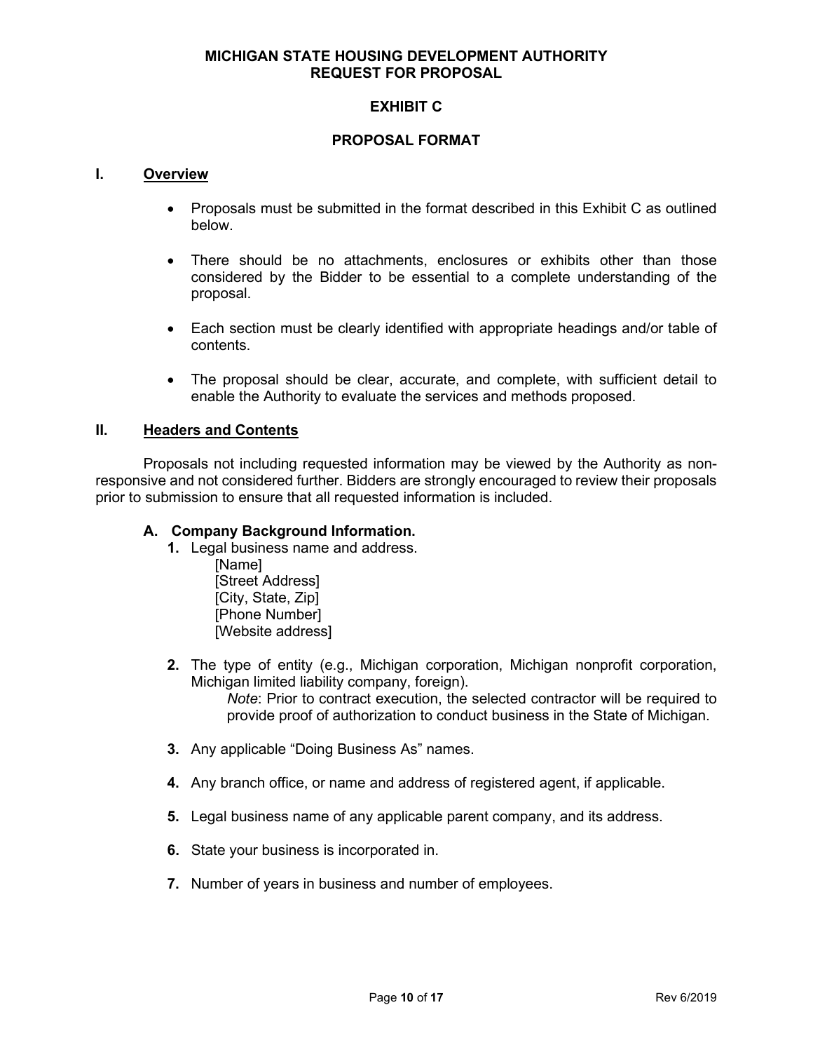**MICHIGAN STATE HOUSING DEVELOPMENT AUTHORITY**
**REQUEST FOR PROPOSAL**

# EXHIBIT C

## PROPOSAL FORMAT

## I. Overview

- Proposals must be submitted in the format described in this Exhibit C as outlined below.
- There should be no attachments, enclosures or exhibits other than those considered by the Bidder to be essential to a complete understanding of the proposal.
- Each section must be clearly identified with appropriate headings and/or table of contents.
- The proposal should be clear, accurate, and complete, with sufficient detail to enable the Authority to evaluate the services and methods proposed.

## II. Headers and Contents

Proposals not including requested information may be viewed by the Authority as non-responsive and not considered further. Bidders are strongly encouraged to review their proposals prior to submission to ensure that all requested information is included.

### A. Company Background Information.

1. Legal business name and address.
   [Name]
   [Street Address]
   [City, State, Zip]
   [Phone Number]
   [Website address]

2. The type of entity (e.g., Michigan corporation, Michigan nonprofit corporation, Michigan limited liability company, foreign).
   *Note*: Prior to contract execution, the selected contractor will be required to provide proof of authorization to conduct business in the State of Michigan.

3. Any applicable "Doing Business As" names.

4. Any branch office, or name and address of registered agent, if applicable.

5. Legal business name of any applicable parent company, and its address.

6. State your business is incorporated in.

7. Number of years in business and number of employees.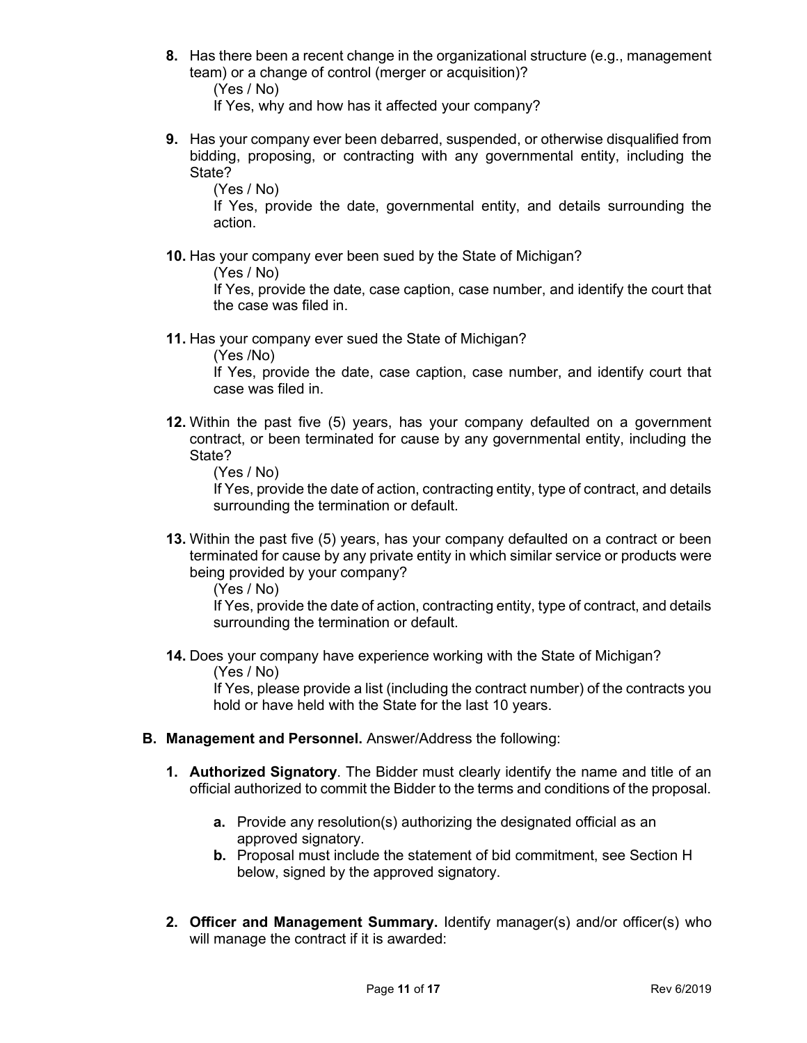8. Has there been a recent change in the organizational structure (e.g., management team) or a change of control (merger or acquisition)?

   (Yes / No)

   If Yes, why and how has it affected your company?

9. Has your company ever been debarred, suspended, or otherwise disqualified from bidding, proposing, or contracting with any governmental entity, including the State?

   (Yes / No)

   If Yes, provide the date, governmental entity, and details surrounding the action.

10. Has your company ever been sued by the State of Michigan?

    (Yes / No)

    If Yes, provide the date, case caption, case number, and identify the court that the case was filed in.

11. Has your company ever sued the State of Michigan?

    (Yes /No)

    If Yes, provide the date, case caption, case number, and identify court that case was filed in.

12. Within the past five (5) years, has your company defaulted on a government contract, or been terminated for cause by any governmental entity, including the State?

    (Yes / No)

    If Yes, provide the date of action, contracting entity, type of contract, and details surrounding the termination or default.

13. Within the past five (5) years, has your company defaulted on a contract or been terminated for cause by any private entity in which similar service or products were being provided by your company?

    (Yes / No)

    If Yes, provide the date of action, contracting entity, type of contract, and details surrounding the termination or default.

14. Does your company have experience working with the State of Michigan?

    (Yes / No)

    If Yes, please provide a list (including the contract number) of the contracts you hold or have held with the State for the last 10 years.

**B. Management and Personnel.** Answer/Address the following:

1. **Authorized Signatory**. The Bidder must clearly identify the name and title of an official authorized to commit the Bidder to the terms and conditions of the proposal.

   a. Provide any resolution(s) authorizing the designated official as an approved signatory.
   
   b. Proposal must include the statement of bid commitment, see Section H below, signed by the approved signatory.

2. **Officer and Management Summary.** Identify manager(s) and/or officer(s) who will manage the contract if it is awarded: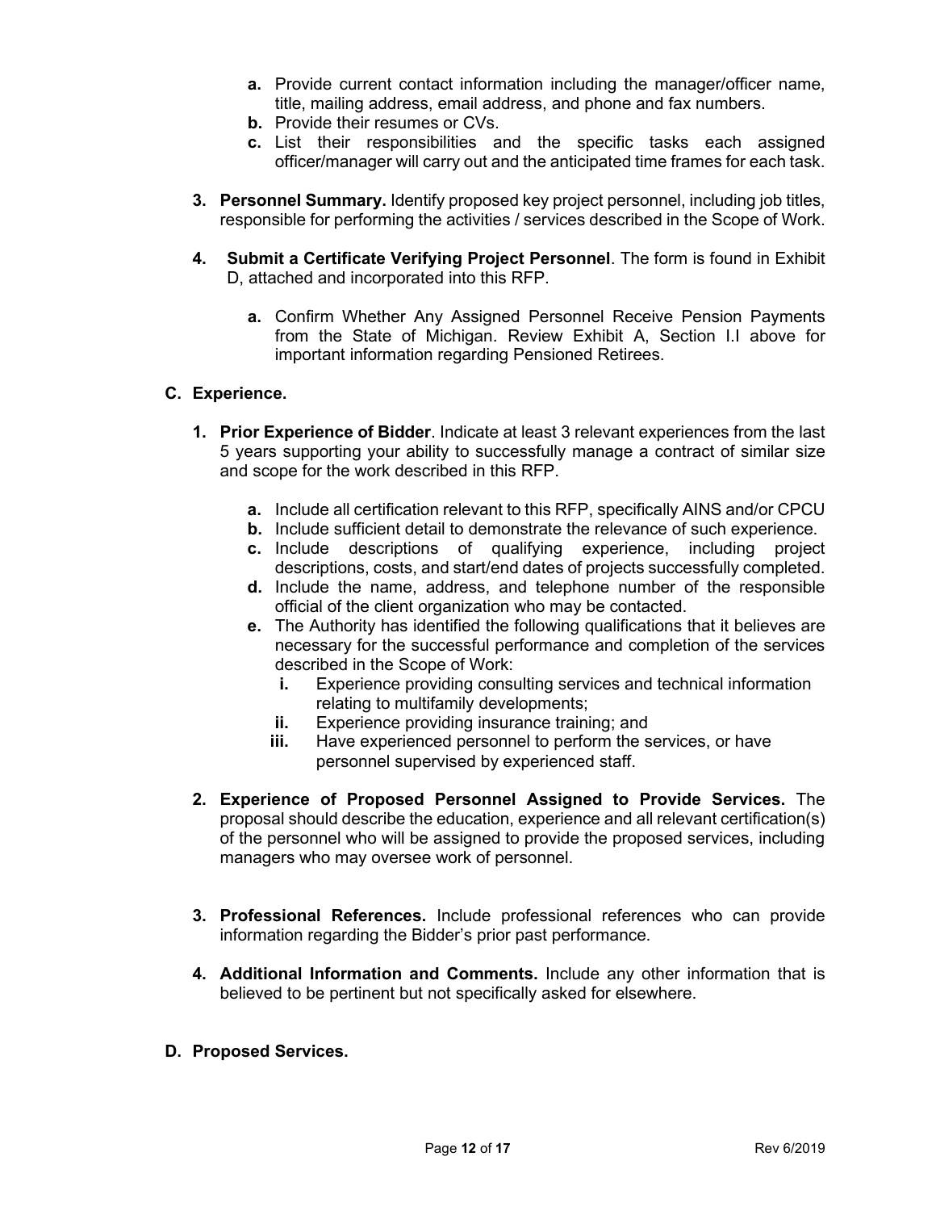- **a.** Provide current contact information including the manager/officer name, title, mailing address, email address, and phone and fax numbers.
   - **b.** Provide their resumes or CVs.
   - **c.** List their responsibilities and the specific tasks each assigned officer/manager will carry out and the anticipated time frames for each task.

3. **Personnel Summary.** Identify proposed key project personnel, including job titles, responsible for performing the activities / services described in the Scope of Work.

4. **Submit a Certificate Verifying Project Personnel**. The form is found in Exhibit D, attached and incorporated into this RFP.

   - **a.** Confirm Whether Any Assigned Personnel Receive Pension Payments from the State of Michigan. Review Exhibit A, Section I.I above for important information regarding Pensioned Retirees.

**C. Experience.**

1. **Prior Experience of Bidder**. Indicate at least 3 relevant experiences from the last 5 years supporting your ability to successfully manage a contract of similar size and scope for the work described in this RFP.

   - **a.** Include all certification relevant to this RFP, specifically AINS and/or CPCU
   - **b.** Include sufficient detail to demonstrate the relevance of such experience.
   - **c.** Include descriptions of qualifying experience, including project descriptions, costs, and start/end dates of projects successfully completed.
   - **d.** Include the name, address, and telephone number of the responsible official of the client organization who may be contacted.
   - **e.** The Authority has identified the following qualifications that it believes are necessary for the successful performance and completion of the services described in the Scope of Work:
     - **i.** Experience providing consulting services and technical information relating to multifamily developments;
     - **ii.** Experience providing insurance training; and
     - **iii.** Have experienced personnel to perform the services, or have personnel supervised by experienced staff.

2. **Experience of Proposed Personnel Assigned to Provide Services.** The proposal should describe the education, experience and all relevant certification(s) of the personnel who will be assigned to provide the proposed services, including managers who may oversee work of personnel.

3. **Professional References.** Include professional references who can provide information regarding the Bidder's prior past performance.

4. **Additional Information and Comments.** Include any other information that is believed to be pertinent but not specifically asked for elsewhere.

**D. Proposed Services.**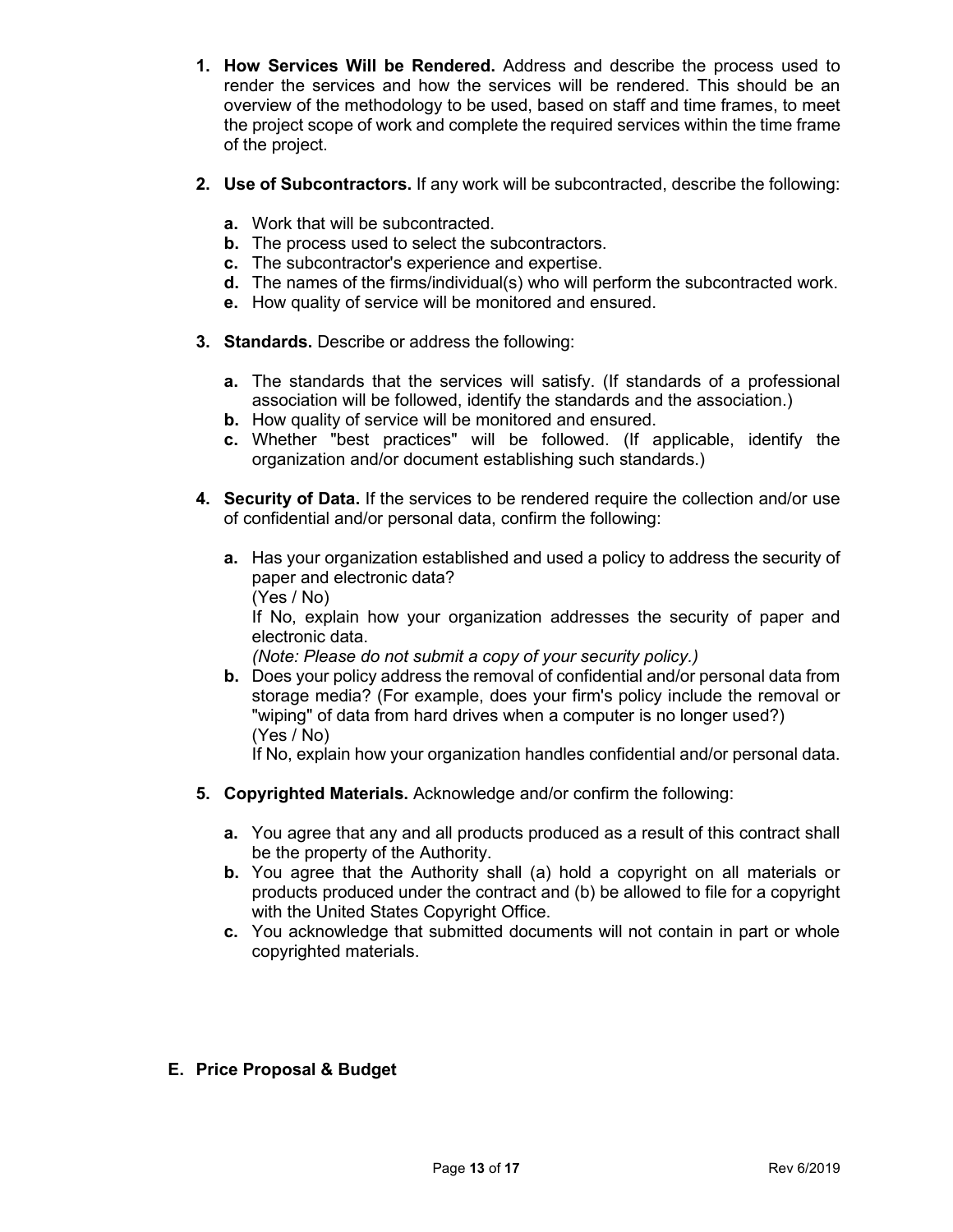1. **How Services Will be Rendered.** Address and describe the process used to render the services and how the services will be rendered. This should be an overview of the methodology to be used, based on staff and time frames, to meet the project scope of work and complete the required services within the time frame of the project.

2. **Use of Subcontractors.** If any work will be subcontracted, describe the following:

   **a.** Work that will be subcontracted.
   **b.** The process used to select the subcontractors.
   **c.** The subcontractor's experience and expertise.
   **d.** The names of the firms/individual(s) who will perform the subcontracted work.
   **e.** How quality of service will be monitored and ensured.

3. **Standards.** Describe or address the following:

   **a.** The standards that the services will satisfy. (If standards of a professional association will be followed, identify the standards and the association.)
   **b.** How quality of service will be monitored and ensured.
   **c.** Whether "best practices" will be followed. (If applicable, identify the organization and/or document establishing such standards.)

4. **Security of Data.** If the services to be rendered require the collection and/or use of confidential and/or personal data, confirm the following:

   **a.** Has your organization established and used a policy to address the security of paper and electronic data?
   (Yes / No)
   If No, explain how your organization addresses the security of paper and electronic data.
   *(Note: Please do not submit a copy of your security policy.)*

   **b.** Does your policy address the removal of confidential and/or personal data from storage media? (For example, does your firm's policy include the removal or "wiping" of data from hard drives when a computer is no longer used?)
   (Yes / No)
   If No, explain how your organization handles confidential and/or personal data.

5. **Copyrighted Materials.** Acknowledge and/or confirm the following:

   **a.** You agree that any and all products produced as a result of this contract shall be the property of the Authority.
   **b.** You agree that the Authority shall (a) hold a copyright on all materials or products produced under the contract and (b) be allowed to file for a copyright with the United States Copyright Office.
   **c.** You acknowledge that submitted documents will not contain in part or whole copyrighted materials.

## E. Price Proposal & Budget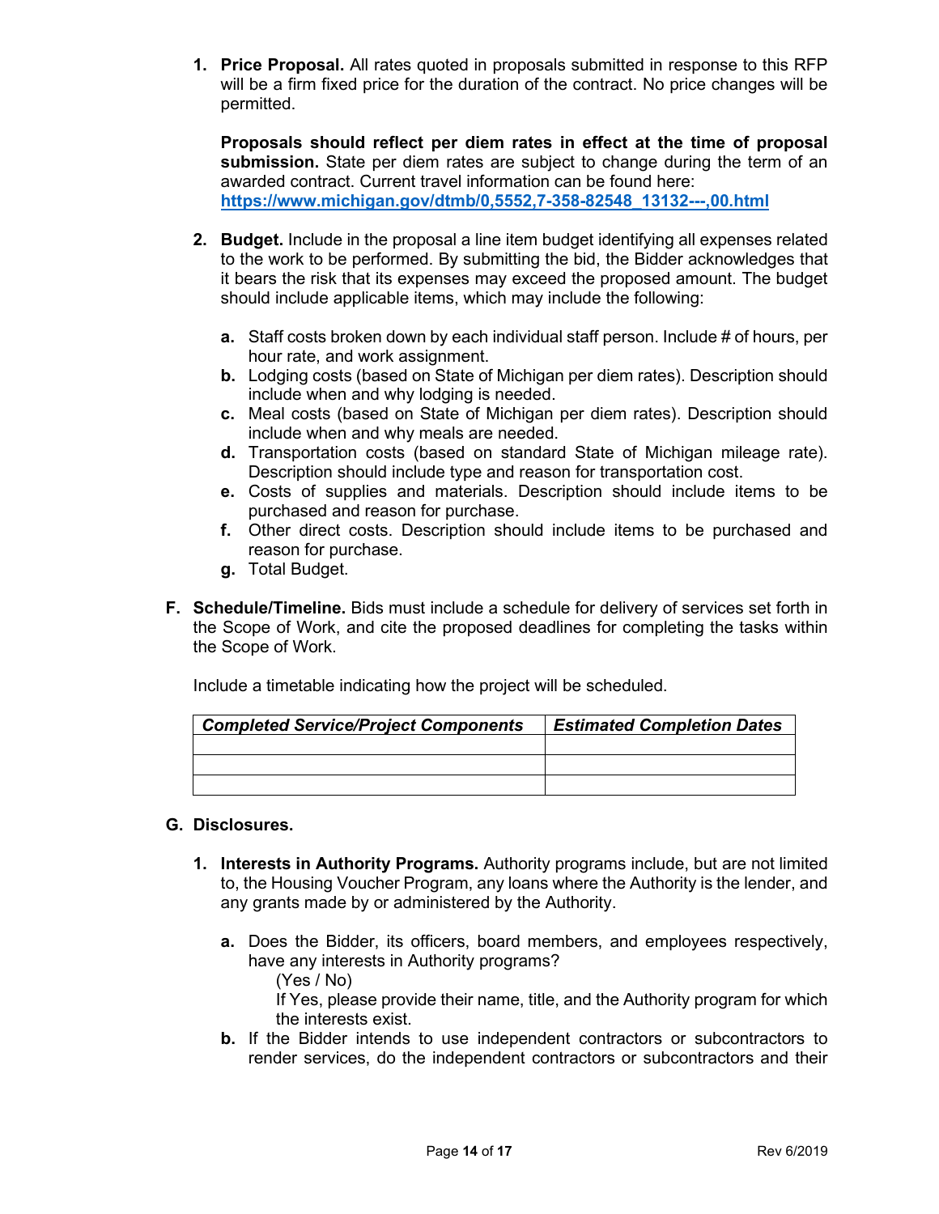1. **Price Proposal.** All rates quoted in proposals submitted in response to this RFP will be a firm fixed price for the duration of the contract. No price changes will be permitted.

   **Proposals should reflect per diem rates in effect at the time of proposal submission.** State per diem rates are subject to change during the term of an awarded contract. Current travel information can be found here: **https://www.michigan.gov/dtmb/0,5552,7-358-82548_13132---,00.html**

2. **Budget.** Include in the proposal a line item budget identifying all expenses related to the work to be performed. By submitting the bid, the Bidder acknowledges that it bears the risk that its expenses may exceed the proposed amount. The budget should include applicable items, which may include the following:

   **a.** Staff costs broken down by each individual staff person. Include # of hours, per hour rate, and work assignment.
   **b.** Lodging costs (based on State of Michigan per diem rates). Description should include when and why lodging is needed.
   **c.** Meal costs (based on State of Michigan per diem rates). Description should include when and why meals are needed.
   **d.** Transportation costs (based on standard State of Michigan mileage rate). Description should include type and reason for transportation cost.
   **e.** Costs of supplies and materials. Description should include items to be purchased and reason for purchase.
   **f.** Other direct costs. Description should include items to be purchased and reason for purchase.
   **g.** Total Budget.

**F. Schedule/Timeline.** Bids must include a schedule for delivery of services set forth in the Scope of Work, and cite the proposed deadlines for completing the tasks within the Scope of Work.

Include a timetable indicating how the project will be scheduled.

| ***Completed Service/Project Components*** | ***Estimated Completion Dates*** |
| --- | --- |
| | |
| | |
| | |

**G. Disclosures.**

1. **Interests in Authority Programs.** Authority programs include, but are not limited to, the Housing Voucher Program, any loans where the Authority is the lender, and any grants made by or administered by the Authority.

   **a.** Does the Bidder, its officers, board members, and employees respectively, have any interests in Authority programs?
   (Yes / No)
   If Yes, please provide their name, title, and the Authority program for which the interests exist.
   **b.** If the Bidder intends to use independent contractors or subcontractors to render services, do the independent contractors or subcontractors and their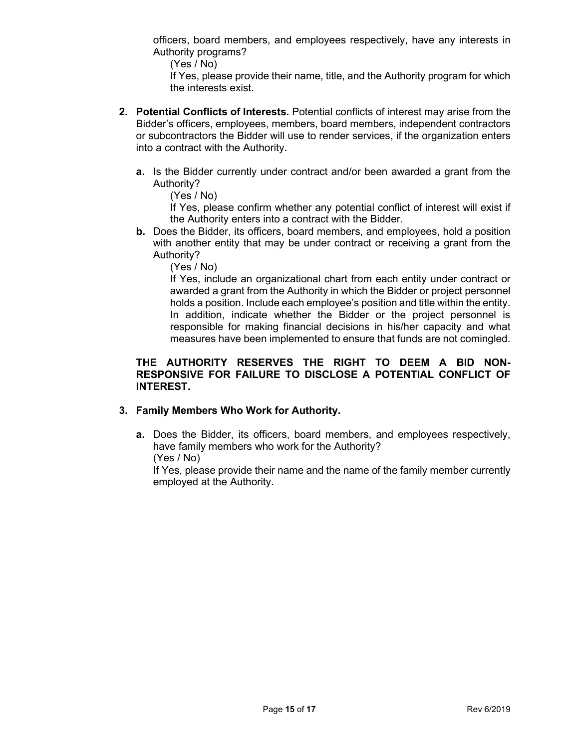officers, board members, and employees respectively, have any interests in Authority programs?

(Yes / No)

If Yes, please provide their name, title, and the Authority program for which the interests exist.

2. **Potential Conflicts of Interests.** Potential conflicts of interest may arise from the Bidder's officers, employees, members, board members, independent contractors or subcontractors the Bidder will use to render services, if the organization enters into a contract with the Authority.

   **a.** Is the Bidder currently under contract and/or been awarded a grant from the Authority?

      (Yes / No)

      If Yes, please confirm whether any potential conflict of interest will exist if the Authority enters into a contract with the Bidder.

   **b.** Does the Bidder, its officers, board members, and employees, hold a position with another entity that may be under contract or receiving a grant from the Authority?

      (Yes / No)

      If Yes, include an organizational chart from each entity under contract or awarded a grant from the Authority in which the Bidder or project personnel holds a position. Include each employee's position and title within the entity. In addition, indicate whether the Bidder or the project personnel is responsible for making financial decisions in his/her capacity and what measures have been implemented to ensure that funds are not comingled.

   **THE AUTHORITY RESERVES THE RIGHT TO DEEM A BID NON-RESPONSIVE FOR FAILURE TO DISCLOSE A POTENTIAL CONFLICT OF INTEREST.**

3. **Family Members Who Work for Authority.**

   **a.** Does the Bidder, its officers, board members, and employees respectively, have family members who work for the Authority?

      (Yes / No)

      If Yes, please provide their name and the name of the family member currently employed at the Authority.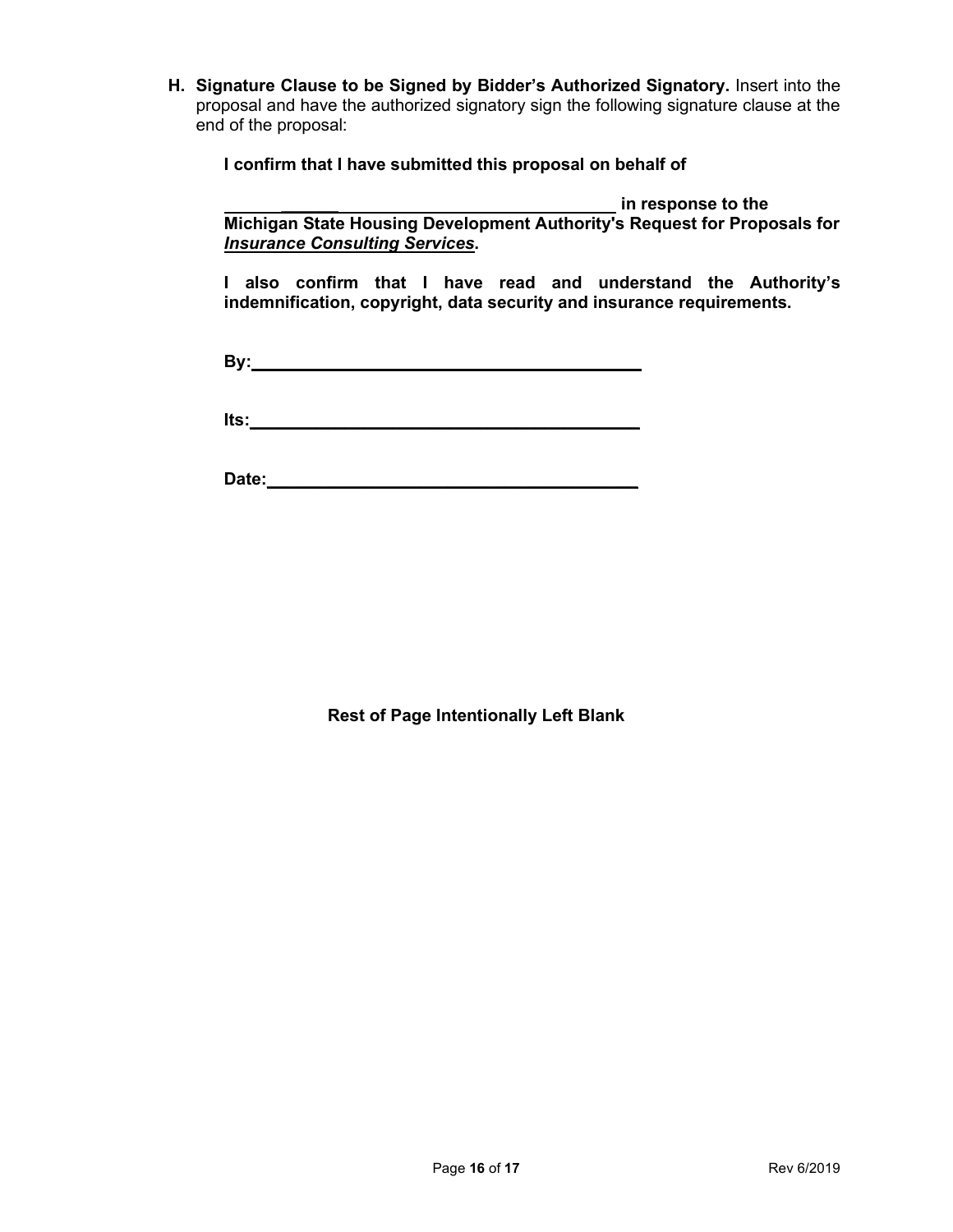**H. Signature Clause to be Signed by Bidder's Authorized Signatory.** Insert into the proposal and have the authorized signatory sign the following signature clause at the end of the proposal:

**I confirm that I have submitted this proposal on behalf of**

**____________________________________________ in response to the Michigan State Housing Development Authority's Request for Proposals for *Insurance Consulting Services*.**

**I also confirm that I have read and understand the Authority's indemnification, copyright, data security and insurance requirements.**

**By:____________________________________________**

**Its:____________________________________________**

**Date:__________________________________________**

**Rest of Page Intentionally Left Blank**

Rev 6/2019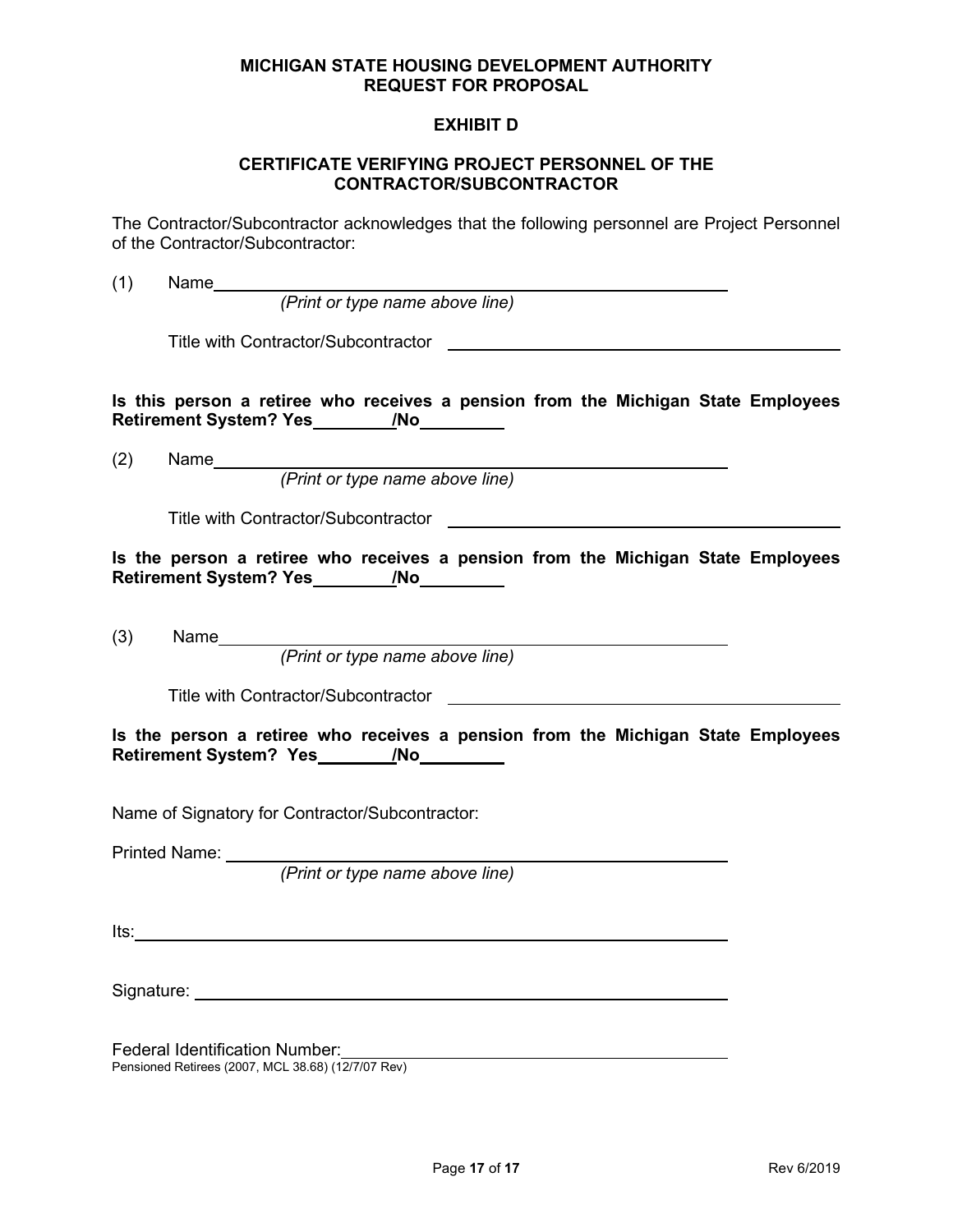**MICHIGAN STATE HOUSING DEVELOPMENT AUTHORITY**
**REQUEST FOR PROPOSAL**

**EXHIBIT D**

**CERTIFICATE VERIFYING PROJECT PERSONNEL OF THE CONTRACTOR/SUBCONTRACTOR**

The Contractor/Subcontractor acknowledges that the following personnel are Project Personnel of the Contractor/Subcontractor:

(1) Name\_\_\_\_\_\_\_\_\_\_\_\_\_\_\_\_\_\_\_\_\_\_\_\_\_\_\_\_\_\_\_\_\_\_\_\_\_\_\_\_\_\_\_\_\_\_\_\_
*(Print or type name above line)*

Title with Contractor/Subcontractor \_\_\_\_\_\_\_\_\_\_\_\_\_\_\_\_\_\_\_\_\_\_\_\_\_\_\_\_\_\_\_\_\_\_\_\_

**Is this person a retiree who receives a pension from the Michigan State Employees Retirement System? Yes\_\_\_\_\_\_\_\_/No\_\_\_\_\_\_\_\_**

(2) Name\_\_\_\_\_\_\_\_\_\_\_\_\_\_\_\_\_\_\_\_\_\_\_\_\_\_\_\_\_\_\_\_\_\_\_\_\_\_\_\_\_\_\_\_\_\_\_\_
*(Print or type name above line)*

Title with Contractor/Subcontractor \_\_\_\_\_\_\_\_\_\_\_\_\_\_\_\_\_\_\_\_\_\_\_\_\_\_\_\_\_\_\_\_\_\_\_\_

**Is the person a retiree who receives a pension from the Michigan State Employees Retirement System? Yes\_\_\_\_\_\_\_\_/No\_\_\_\_\_\_\_\_**

(3) Name\_\_\_\_\_\_\_\_\_\_\_\_\_\_\_\_\_\_\_\_\_\_\_\_\_\_\_\_\_\_\_\_\_\_\_\_\_\_\_\_\_\_\_\_\_\_\_\_
*(Print or type name above line)*

Title with Contractor/Subcontractor \_\_\_\_\_\_\_\_\_\_\_\_\_\_\_\_\_\_\_\_\_\_\_\_\_\_\_\_\_\_\_\_\_\_\_\_

**Is the person a retiree who receives a pension from the Michigan State Employees Retirement System? Yes\_\_\_\_\_\_\_\_/No\_\_\_\_\_\_\_\_**

Name of Signatory for Contractor/Subcontractor:

Printed Name: \_\_\_\_\_\_\_\_\_\_\_\_\_\_\_\_\_\_\_\_\_\_\_\_\_\_\_\_\_\_\_\_\_\_\_\_\_\_\_\_\_\_\_\_\_\_\_\_
*(Print or type name above line)*

Its:\_\_\_\_\_\_\_\_\_\_\_\_\_\_\_\_\_\_\_\_\_\_\_\_\_\_\_\_\_\_\_\_\_\_\_\_\_\_\_\_\_\_\_\_\_\_\_\_\_\_\_\_\_\_

Signature: \_\_\_\_\_\_\_\_\_\_\_\_\_\_\_\_\_\_\_\_\_\_\_\_\_\_\_\_\_\_\_\_\_\_\_\_\_\_\_\_\_\_\_\_\_\_\_\_\_\_

Federal Identification Number:\_\_\_\_\_\_\_\_\_\_\_\_\_\_\_\_\_\_\_\_\_\_\_\_\_\_\_\_\_\_\_\_\_\_\_\_

Pensioned Retirees (2007, MCL 38.68) (12/7/07 Rev)